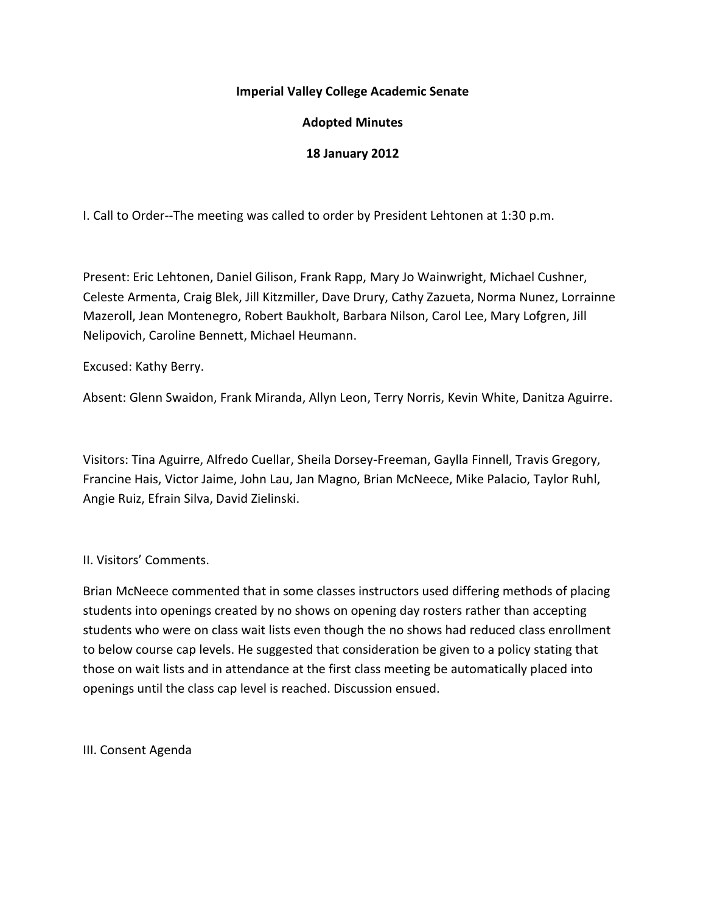**Imperial Valley College Academic Senate**

**Adopted Minutes**

**18 January 2012**

I. Call to Order--The meeting was called to order by President Lehtonen at 1:30 p.m.

Present: Eric Lehtonen, Daniel Gilison, Frank Rapp, Mary Jo Wainwright, Michael Cushner, Celeste Armenta, Craig Blek, Jill Kitzmiller, Dave Drury, Cathy Zazueta, Norma Nunez, Lorrainne Mazeroll, Jean Montenegro, Robert Baukholt, Barbara Nilson, Carol Lee, Mary Lofgren, Jill Nelipovich, Caroline Bennett, Michael Heumann.

Excused: Kathy Berry.

Absent: Glenn Swaidon, Frank Miranda, Allyn Leon, Terry Norris, Kevin White, Danitza Aguirre.

Visitors: Tina Aguirre, Alfredo Cuellar, Sheila Dorsey-Freeman, Gaylla Finnell, Travis Gregory, Francine Hais, Victor Jaime, John Lau, Jan Magno, Brian McNeece, Mike Palacio, Taylor Ruhl, Angie Ruiz, Efrain Silva, David Zielinski.

II. Visitors' Comments.

Brian McNeece commented that in some classes instructors used differing methods of placing students into openings created by no shows on opening day rosters rather than accepting students who were on class wait lists even though the no shows had reduced class enrollment to below course cap levels. He suggested that consideration be given to a policy stating that those on wait lists and in attendance at the first class meeting be automatically placed into openings until the class cap level is reached. Discussion ensued.

III. Consent Agenda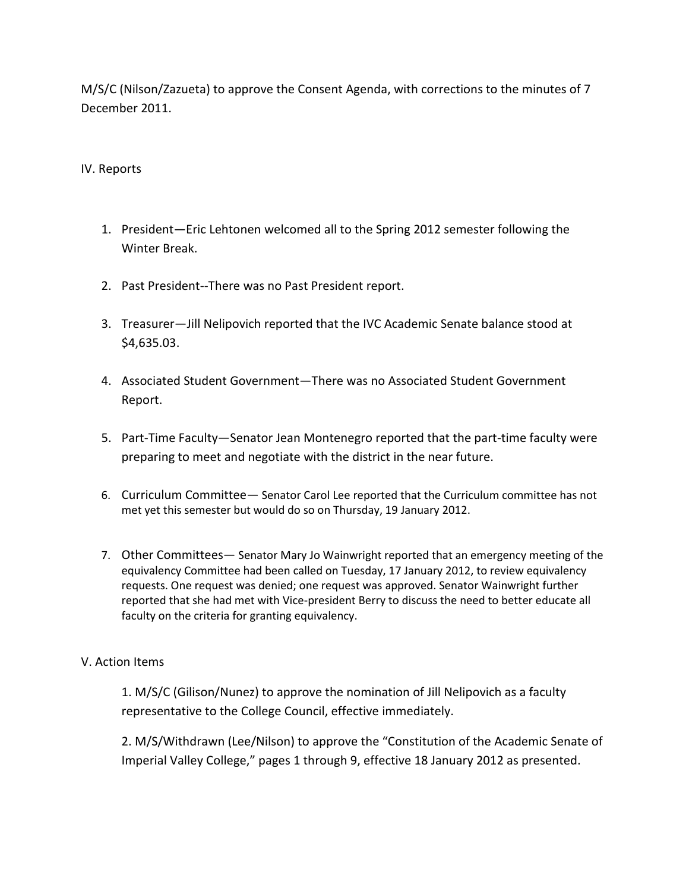M/S/C (Nilson/Zazueta) to approve the Consent Agenda, with corrections to the minutes of 7 December 2011.

IV. Reports

1. President—Eric Lehtonen welcomed all to the Spring 2012 semester following the Winter Break.
2. Past President--There was no Past President report.
3. Treasurer—Jill Nelipovich reported that the IVC Academic Senate balance stood at $4,635.03.
4. Associated Student Government—There was no Associated Student Government Report.
5. Part-Time Faculty—Senator Jean Montenegro reported that the part-time faculty were preparing to meet and negotiate with the district in the near future.
6. Curriculum Committee— Senator Carol Lee reported that the Curriculum committee has not met yet this semester but would do so on Thursday, 19 January 2012.
7. Other Committees— Senator Mary Jo Wainwright reported that an emergency meeting of the equivalency Committee had been called on Tuesday, 17 January 2012, to review equivalency requests. One request was denied; one request was approved. Senator Wainwright further reported that she had met with Vice-president Berry to discuss the need to better educate all faculty on the criteria for granting equivalency.

V. Action Items

1. M/S/C (Gilison/Nunez) to approve the nomination of Jill Nelipovich as a faculty representative to the College Council, effective immediately.

2. M/S/Withdrawn (Lee/Nilson) to approve the "Constitution of the Academic Senate of Imperial Valley College," pages 1 through 9, effective 18 January 2012 as presented.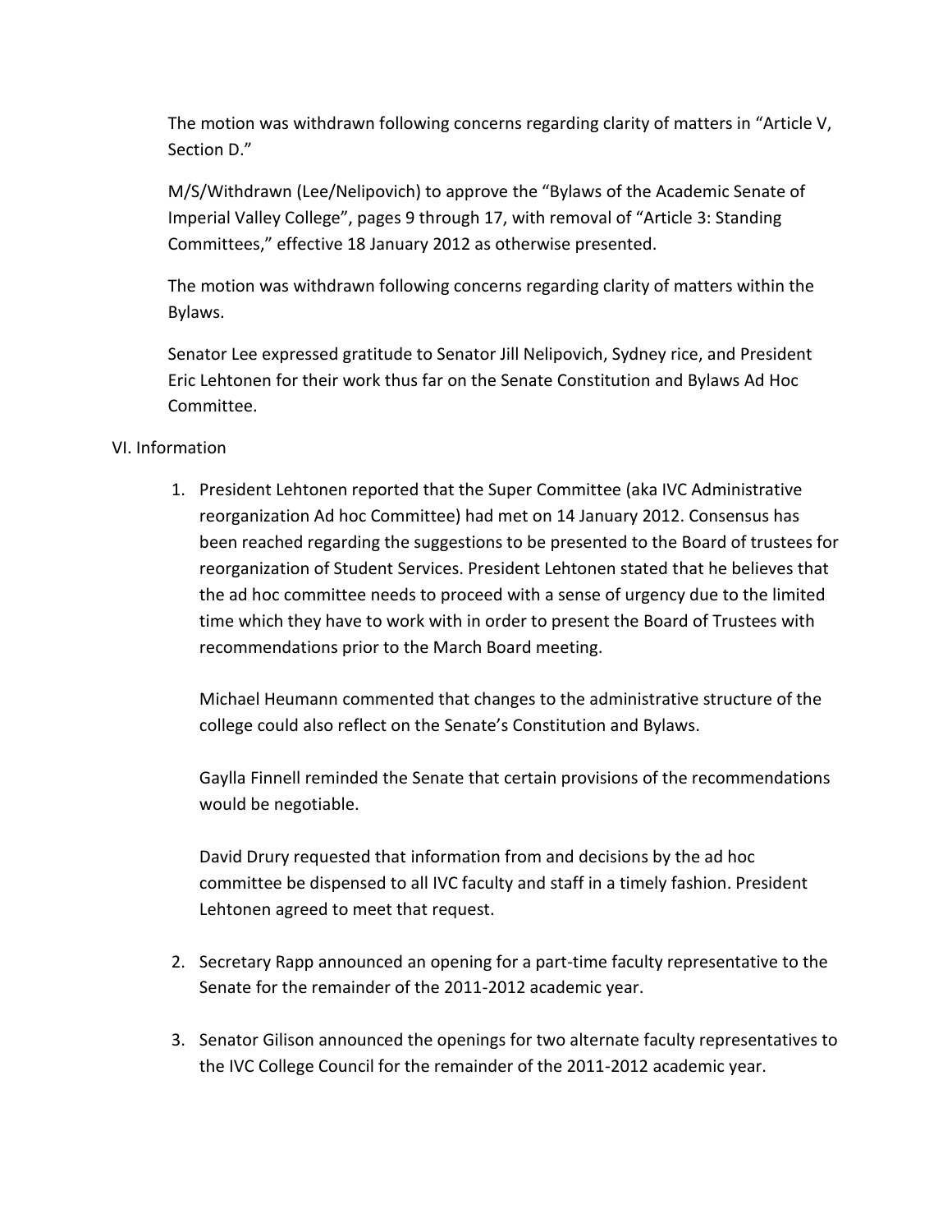The motion was withdrawn following concerns regarding clarity of matters in "Article V, Section D."

M/S/Withdrawn (Lee/Nelipovich) to approve the "Bylaws of the Academic Senate of Imperial Valley College", pages 9 through 17, with removal of "Article 3: Standing Committees," effective 18 January 2012 as otherwise presented.

The motion was withdrawn following concerns regarding clarity of matters within the Bylaws.

Senator Lee expressed gratitude to Senator Jill Nelipovich, Sydney rice, and President Eric Lehtonen for their work thus far on the Senate Constitution and Bylaws Ad Hoc Committee.

VI. Information

1. President Lehtonen reported that the Super Committee (aka IVC Administrative reorganization Ad hoc Committee) had met on 14 January 2012. Consensus has been reached regarding the suggestions to be presented to the Board of trustees for reorganization of Student Services. President Lehtonen stated that he believes that the ad hoc committee needs to proceed with a sense of urgency due to the limited time which they have to work with in order to present the Board of Trustees with recommendations prior to the March Board meeting.

   Michael Heumann commented that changes to the administrative structure of the college could also reflect on the Senate's Constitution and Bylaws.

   Gaylla Finnell reminded the Senate that certain provisions of the recommendations would be negotiable.

   David Drury requested that information from and decisions by the ad hoc committee be dispensed to all IVC faculty and staff in a timely fashion. President Lehtonen agreed to meet that request.

2. Secretary Rapp announced an opening for a part-time faculty representative to the Senate for the remainder of the 2011-2012 academic year.

3. Senator Gilison announced the openings for two alternate faculty representatives to the IVC College Council for the remainder of the 2011-2012 academic year.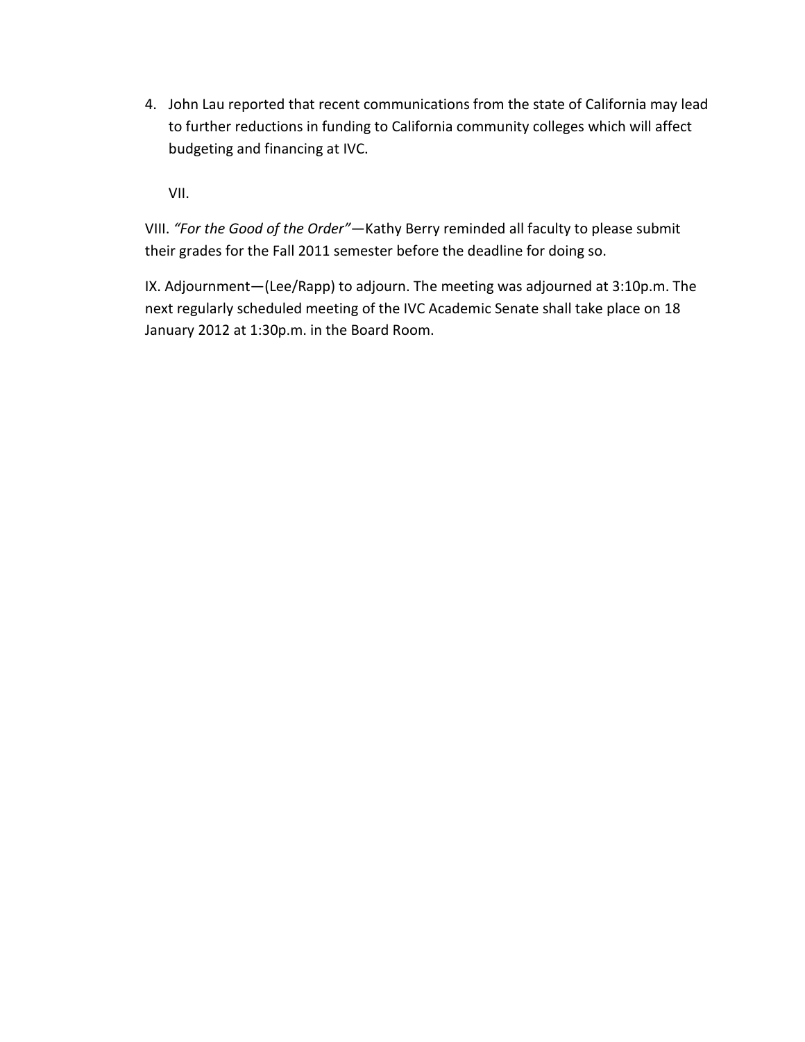4. John Lau reported that recent communications from the state of California may lead to further reductions in funding to California community colleges which will affect budgeting and financing at IVC.

   VII.

VIII. *"For the Good of the Order"*—Kathy Berry reminded all faculty to please submit their grades for the Fall 2011 semester before the deadline for doing so.

IX. Adjournment—(Lee/Rapp) to adjourn. The meeting was adjourned at 3:10p.m. The next regularly scheduled meeting of the IVC Academic Senate shall take place on 18 January 2012 at 1:30p.m. in the Board Room.